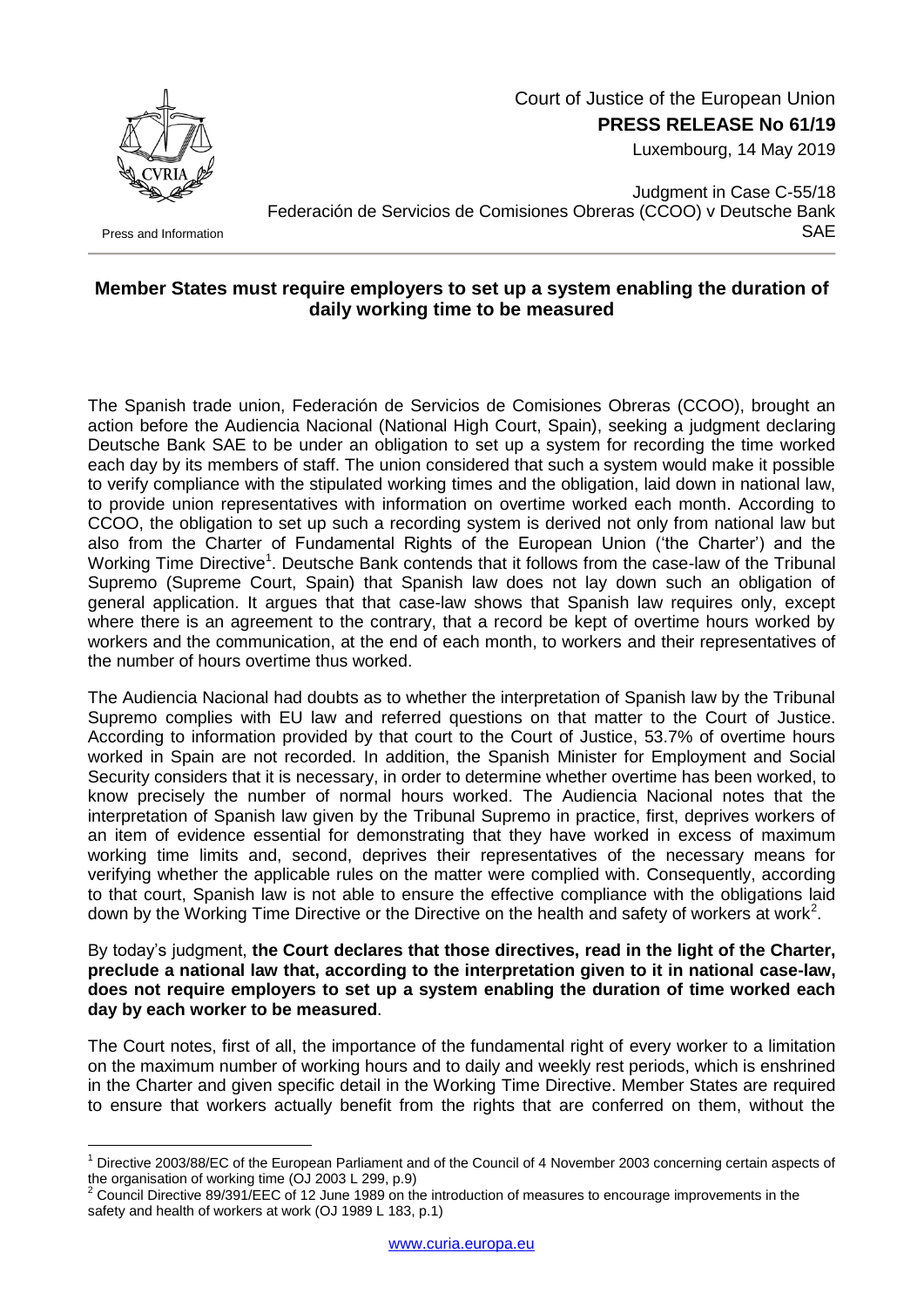Court of Justice of the European Union
**PRESS RELEASE No 61/19**
Luxembourg, 14 May 2019

Press and Information

Judgment in Case C-55/18
Federación de Servicios de Comisiones Obreras (CCOO) v Deutsche Bank SAE

## Member States must require employers to set up a system enabling the duration of daily working time to be measured

The Spanish trade union, Federación de Servicios de Comisiones Obreras (CCOO), brought an action before the Audiencia Nacional (National High Court, Spain), seeking a judgment declaring Deutsche Bank SAE to be under an obligation to set up a system for recording the time worked each day by its members of staff. The union considered that such a system would make it possible to verify compliance with the stipulated working times and the obligation, laid down in national law, to provide union representatives with information on overtime worked each month. According to CCOO, the obligation to set up such a recording system is derived not only from national law but also from the Charter of Fundamental Rights of the European Union ('the Charter') and the Working Time Directive[1]. Deutsche Bank contends that it follows from the case-law of the Tribunal Supremo (Supreme Court, Spain) that Spanish law does not lay down such an obligation of general application. It argues that that case-law shows that Spanish law requires only, except where there is an agreement to the contrary, that a record be kept of overtime hours worked by workers and the communication, at the end of each month, to workers and their representatives of the number of hours overtime thus worked.

The Audiencia Nacional had doubts as to whether the interpretation of Spanish law by the Tribunal Supremo complies with EU law and referred questions on that matter to the Court of Justice. According to information provided by that court to the Court of Justice, 53.7% of overtime hours worked in Spain are not recorded. In addition, the Spanish Minister for Employment and Social Security considers that it is necessary, in order to determine whether overtime has been worked, to know precisely the number of normal hours worked. The Audiencia Nacional notes that the interpretation of Spanish law given by the Tribunal Supremo in practice, first, deprives workers of an item of evidence essential for demonstrating that they have worked in excess of maximum working time limits and, second, deprives their representatives of the necessary means for verifying whether the applicable rules on the matter were complied with. Consequently, according to that court, Spanish law is not able to ensure the effective compliance with the obligations laid down by the Working Time Directive or the Directive on the health and safety of workers at work[2].

By today's judgment, **the Court declares that those directives, read in the light of the Charter, preclude a national law that, according to the interpretation given to it in national case-law, does not require employers to set up a system enabling the duration of time worked each day by each worker to be measured**.

The Court notes, first of all, the importance of the fundamental right of every worker to a limitation on the maximum number of working hours and to daily and weekly rest periods, which is enshrined in the Charter and given specific detail in the Working Time Directive. Member States are required to ensure that workers actually benefit from the rights that are conferred on them, without the

---

[1] Directive 2003/88/EC of the European Parliament and of the Council of 4 November 2003 concerning certain aspects of the organisation of working time (OJ 2003 L 299, p.9)

[2] Council Directive 89/391/EEC of 12 June 1989 on the introduction of measures to encourage improvements in the safety and health of workers at work (OJ 1989 L 183, p.1)

www.curia.europa.eu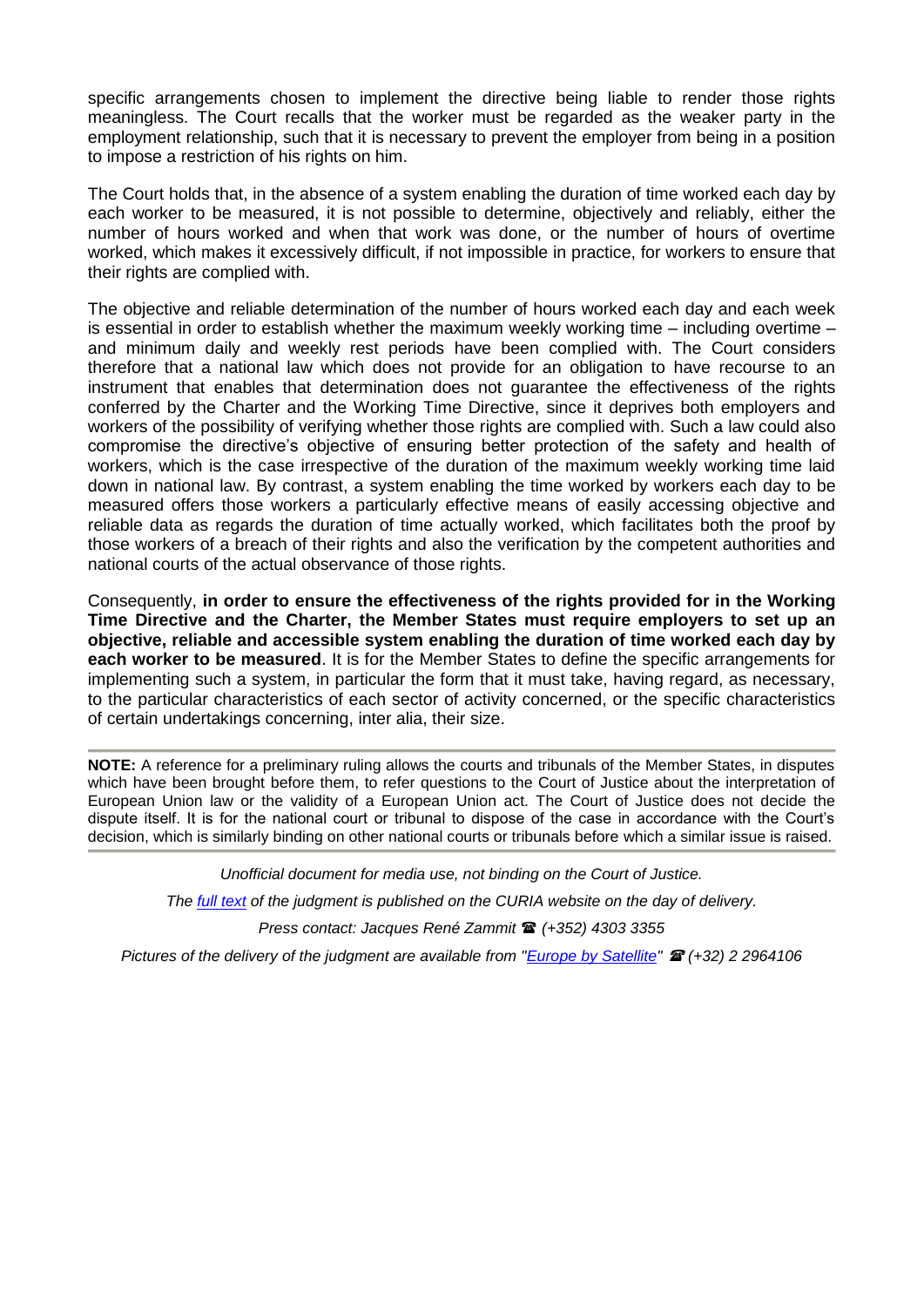specific arrangements chosen to implement the directive being liable to render those rights meaningless. The Court recalls that the worker must be regarded as the weaker party in the employment relationship, such that it is necessary to prevent the employer from being in a position to impose a restriction of his rights on him.

The Court holds that, in the absence of a system enabling the duration of time worked each day by each worker to be measured, it is not possible to determine, objectively and reliably, either the number of hours worked and when that work was done, or the number of hours of overtime worked, which makes it excessively difficult, if not impossible in practice, for workers to ensure that their rights are complied with.

The objective and reliable determination of the number of hours worked each day and each week is essential in order to establish whether the maximum weekly working time – including overtime – and minimum daily and weekly rest periods have been complied with. The Court considers therefore that a national law which does not provide for an obligation to have recourse to an instrument that enables that determination does not guarantee the effectiveness of the rights conferred by the Charter and the Working Time Directive, since it deprives both employers and workers of the possibility of verifying whether those rights are complied with. Such a law could also compromise the directive's objective of ensuring better protection of the safety and health of workers, which is the case irrespective of the duration of the maximum weekly working time laid down in national law. By contrast, a system enabling the time worked by workers each day to be measured offers those workers a particularly effective means of easily accessing objective and reliable data as regards the duration of time actually worked, which facilitates both the proof by those workers of a breach of their rights and also the verification by the competent authorities and national courts of the actual observance of those rights.

Consequently, **in order to ensure the effectiveness of the rights provided for in the Working Time Directive and the Charter, the Member States must require employers to set up an objective, reliable and accessible system enabling the duration of time worked each day by each worker to be measured**. It is for the Member States to define the specific arrangements for implementing such a system, in particular the form that it must take, having regard, as necessary, to the particular characteristics of each sector of activity concerned, or the specific characteristics of certain undertakings concerning, inter alia, their size.

---

**NOTE:** A reference for a preliminary ruling allows the courts and tribunals of the Member States, in disputes which have been brought before them, to refer questions to the Court of Justice about the interpretation of European Union law or the validity of a European Union act. The Court of Justice does not decide the dispute itself. It is for the national court or tribunal to dispose of the case in accordance with the Court's decision, which is similarly binding on other national courts or tribunals before which a similar issue is raised.

---

*Unofficial document for media use, not binding on the Court of Justice.*

*The full text of the judgment is published on the CURIA website on the day of delivery.*

*Press contact: Jacques René Zammit ☎ (+352) 4303 3355*

*Pictures of the delivery of the judgment are available from "Europe by Satellite" ☎ (+32) 2 2964106*